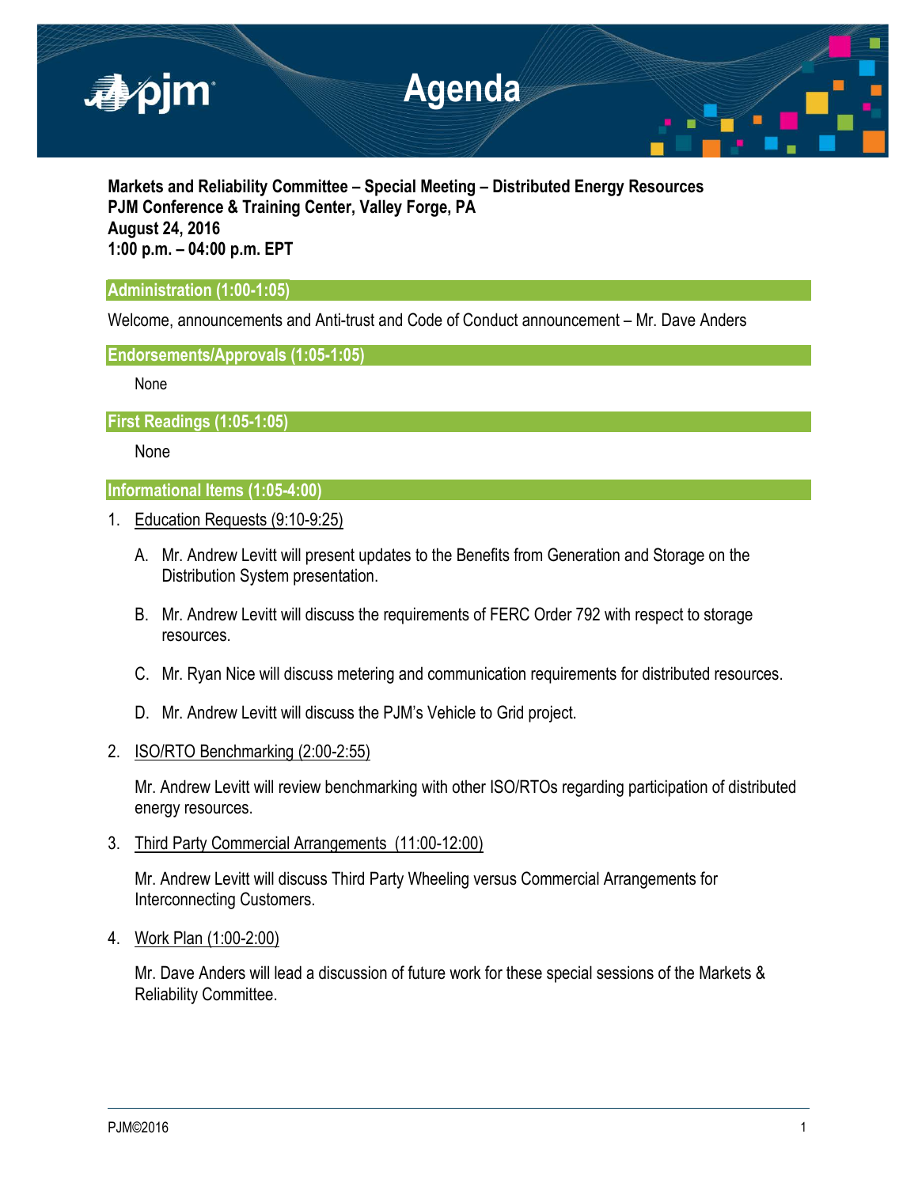# Agenda

**Markets and Reliability Committee – Special Meeting – Distributed Energy Resources**
**PJM Conference & Training Center, Valley Forge, PA**
**August 24, 2016**
**1:00 p.m. – 04:00 p.m. EPT**

## Administration (1:00-1:05)

Welcome, announcements and Anti-trust and Code of Conduct announcement – Mr. Dave Anders

## Endorsements/Approvals (1:05-1:05)

None

## First Readings (1:05-1:05)

None

## Informational Items (1:05-4:00)

1. Education Requests (9:10-9:25)

   A. Mr. Andrew Levitt will present updates to the Benefits from Generation and Storage on the Distribution System presentation.

   B. Mr. Andrew Levitt will discuss the requirements of FERC Order 792 with respect to storage resources.

   C. Mr. Ryan Nice will discuss metering and communication requirements for distributed resources.

   D. Mr. Andrew Levitt will discuss the PJM's Vehicle to Grid project.

2. ISO/RTO Benchmarking (2:00-2:55)

   Mr. Andrew Levitt will review benchmarking with other ISO/RTOs regarding participation of distributed energy resources.

3. Third Party Commercial Arrangements (11:00-12:00)

   Mr. Andrew Levitt will discuss Third Party Wheeling versus Commercial Arrangements for Interconnecting Customers.

4. Work Plan (1:00-2:00)

   Mr. Dave Anders will lead a discussion of future work for these special sessions of the Markets & Reliability Committee.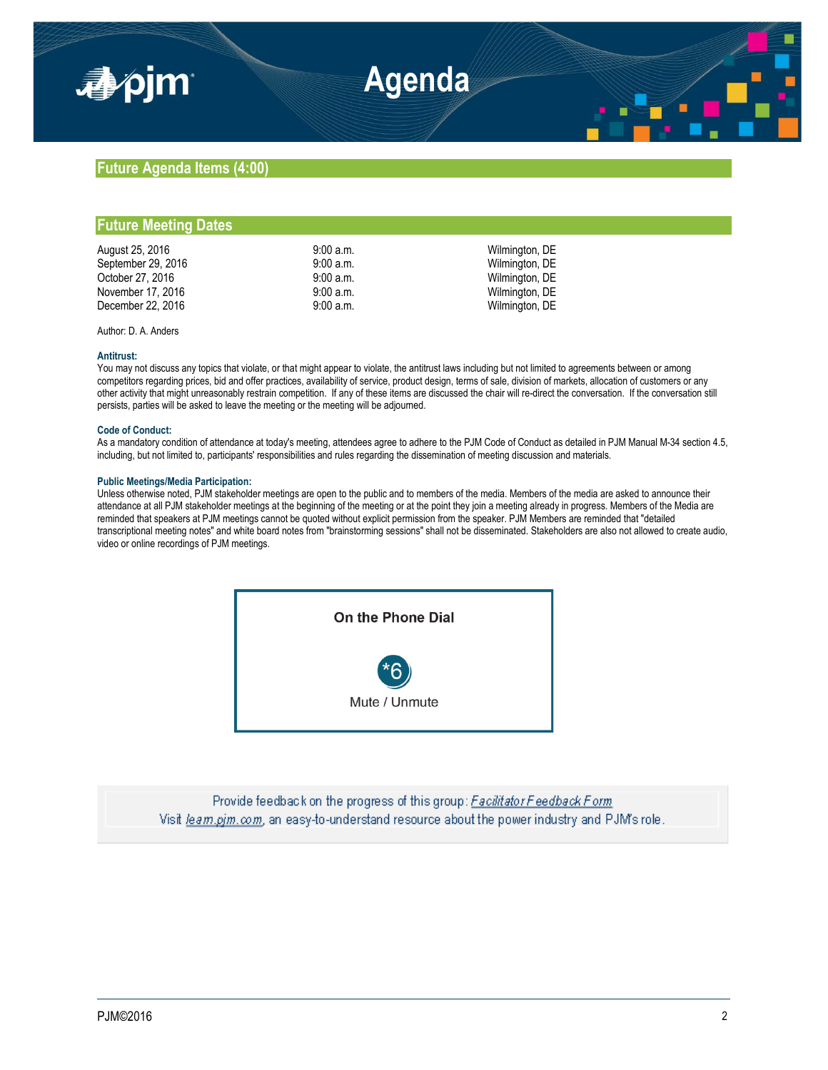## Future Agenda Items (4:00)

## Future Meeting Dates

| | | |
|---|---|---|
| August 25, 2016 | 9:00 a.m. | Wilmington, DE |
| September 29, 2016 | 9:00 a.m. | Wilmington, DE |
| October 27, 2016 | 9:00 a.m. | Wilmington, DE |
| November 17, 2016 | 9:00 a.m. | Wilmington, DE |
| December 22, 2016 | 9:00 a.m. | Wilmington, DE |

Author: D. A. Anders

**Antitrust:**
You may not discuss any topics that violate, or that might appear to violate, the antitrust laws including but not limited to agreements between or among competitors regarding prices, bid and offer practices, availability of service, product design, terms of sale, division of markets, allocation of customers or any other activity that might unreasonably restrain competition. If any of these items are discussed the chair will re-direct the conversation. If the conversation still persists, parties will be asked to leave the meeting or the meeting will be adjourned.

**Code of Conduct:**
As a mandatory condition of attendance at today's meeting, attendees agree to adhere to the PJM Code of Conduct as detailed in PJM Manual M-34 section 4.5, including, but not limited to, participants' responsibilities and rules regarding the dissemination of meeting discussion and materials.

**Public Meetings/Media Participation:**
Unless otherwise noted, PJM stakeholder meetings are open to the public and to members of the media. Members of the media are asked to announce their attendance at all PJM stakeholder meetings at the beginning of the meeting or at the point they join a meeting already in progress. Members of the Media are reminded that speakers at PJM meetings cannot be quoted without explicit permission from the speaker. PJM Members are reminded that "detailed transcriptional meeting notes" and white board notes from "brainstorming sessions" shall not be disseminated. Stakeholders are also not allowed to create audio, video or online recordings of PJM meetings.

**On the Phone Dial**

*6

Mute / Unmute

Provide feedback on the progress of this group: *Facilitator Feedback Form*
Visit *learn.pjm.com*, an easy-to-understand resource about the power industry and PJM's role.

PJM©2016